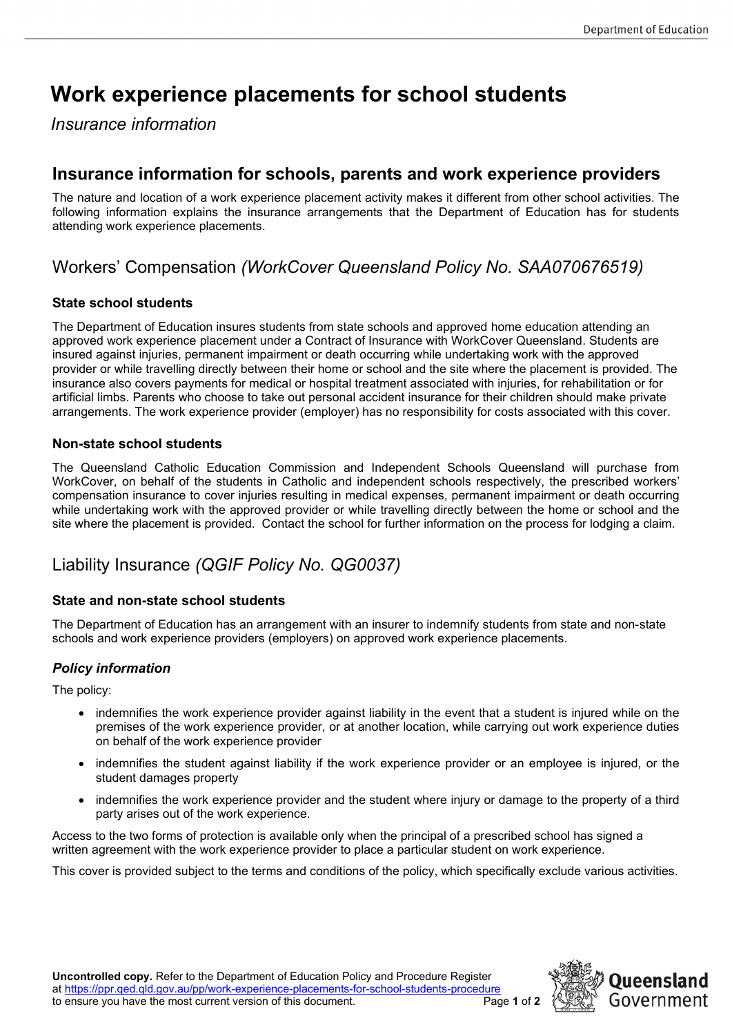# Work experience placements for school students

*Insurance information*

## Insurance information for schools, parents and work experience providers

The nature and location of a work experience placement activity makes it different from other school activities. The following information explains the insurance arrangements that the Department of Education has for students attending work experience placements.

## Workers' Compensation *(WorkCover Queensland Policy No. SAA070676519)*

### State school students

The Department of Education insures students from state schools and approved home education attending an approved work experience placement under a Contract of Insurance with WorkCover Queensland. Students are insured against injuries, permanent impairment or death occurring while undertaking work with the approved provider or while travelling directly between their home or school and the site where the placement is provided. The insurance also covers payments for medical or hospital treatment associated with injuries, for rehabilitation or for artificial limbs. Parents who choose to take out personal accident insurance for their children should make private arrangements. The work experience provider (employer) has no responsibility for costs associated with this cover.

### Non-state school students

The Queensland Catholic Education Commission and Independent Schools Queensland will purchase from WorkCover, on behalf of the students in Catholic and independent schools respectively, the prescribed workers' compensation insurance to cover injuries resulting in medical expenses, permanent impairment or death occurring while undertaking work with the approved provider or while travelling directly between the home or school and the site where the placement is provided. Contact the school for further information on the process for lodging a claim.

## Liability Insurance *(QGIF Policy No. QG0037)*

### State and non-state school students

The Department of Education has an arrangement with an insurer to indemnify students from state and non-state schools and work experience providers (employers) on approved work experience placements.

### *Policy information*

The policy:

- indemnifies the work experience provider against liability in the event that a student is injured while on the premises of the work experience provider, or at another location, while carrying out work experience duties on behalf of the work experience provider
- indemnifies the student against liability if the work experience provider or an employee is injured, or the student damages property
- indemnifies the work experience provider and the student where injury or damage to the property of a third party arises out of the work experience.

Access to the two forms of protection is available only when the principal of a prescribed school has signed a written agreement with the work experience provider to place a particular student on work experience.

This cover is provided subject to the terms and conditions of the policy, which specifically exclude various activities.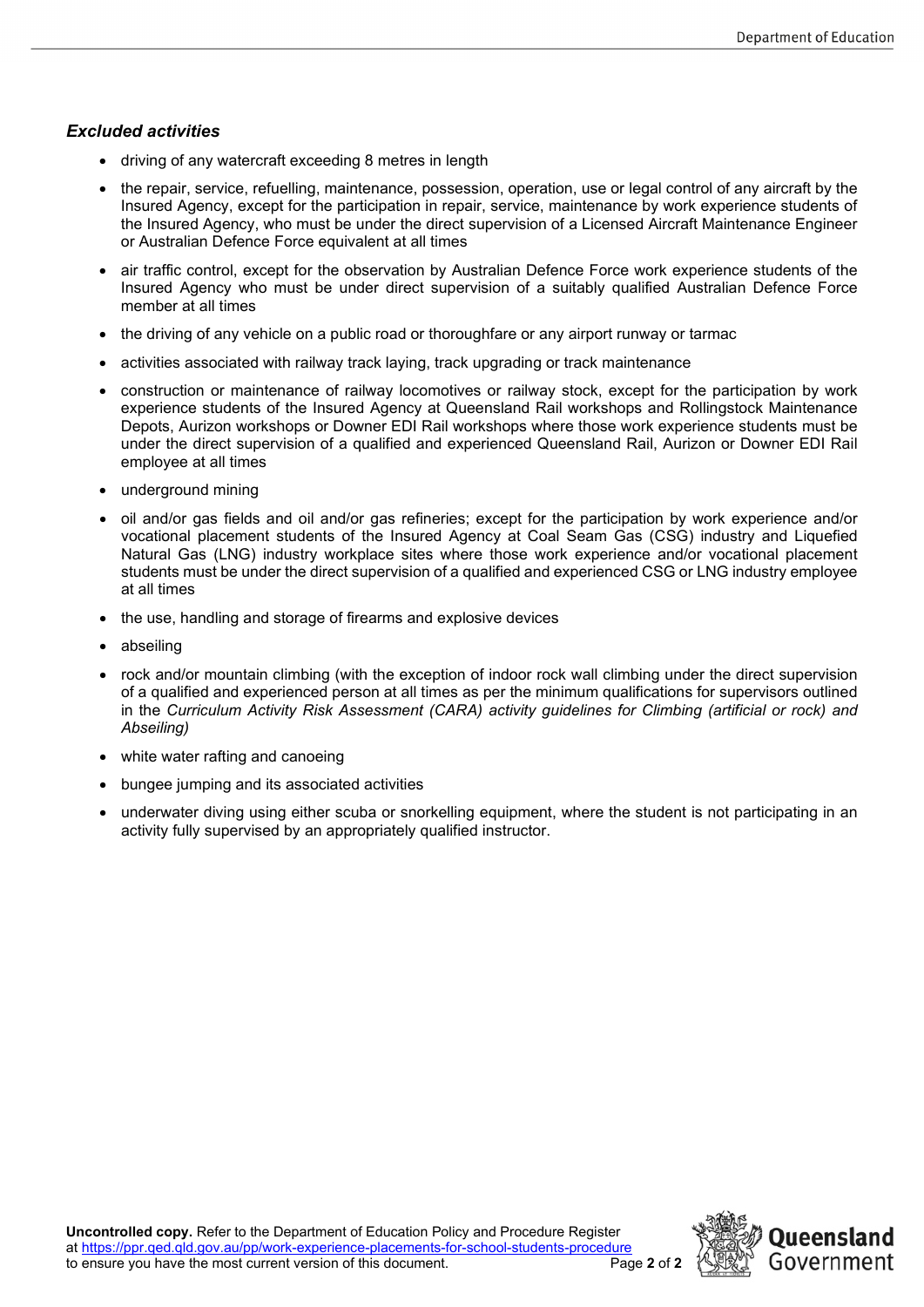### *Excluded activities*

- driving of any watercraft exceeding 8 metres in length
- the repair, service, refuelling, maintenance, possession, operation, use or legal control of any aircraft by the Insured Agency, except for the participation in repair, service, maintenance by work experience students of the Insured Agency, who must be under the direct supervision of a Licensed Aircraft Maintenance Engineer or Australian Defence Force equivalent at all times
- air traffic control, except for the observation by Australian Defence Force work experience students of the Insured Agency who must be under direct supervision of a suitably qualified Australian Defence Force member at all times
- the driving of any vehicle on a public road or thoroughfare or any airport runway or tarmac
- activities associated with railway track laying, track upgrading or track maintenance
- construction or maintenance of railway locomotives or railway stock, except for the participation by work experience students of the Insured Agency at Queensland Rail workshops and Rollingstock Maintenance Depots, Aurizon workshops or Downer EDI Rail workshops where those work experience students must be under the direct supervision of a qualified and experienced Queensland Rail, Aurizon or Downer EDI Rail employee at all times
- underground mining
- oil and/or gas fields and oil and/or gas refineries; except for the participation by work experience and/or vocational placement students of the Insured Agency at Coal Seam Gas (CSG) industry and Liquefied Natural Gas (LNG) industry workplace sites where those work experience and/or vocational placement students must be under the direct supervision of a qualified and experienced CSG or LNG industry employee at all times
- the use, handling and storage of firearms and explosive devices
- abseiling
- rock and/or mountain climbing (with the exception of indoor rock wall climbing under the direct supervision of a qualified and experienced person at all times as per the minimum qualifications for supervisors outlined in the *Curriculum Activity Risk Assessment (CARA) activity guidelines for Climbing (artificial or rock) and Abseiling)*
- white water rafting and canoeing
- bungee jumping and its associated activities
- underwater diving using either scuba or snorkelling equipment, where the student is not participating in an activity fully supervised by an appropriately qualified instructor.